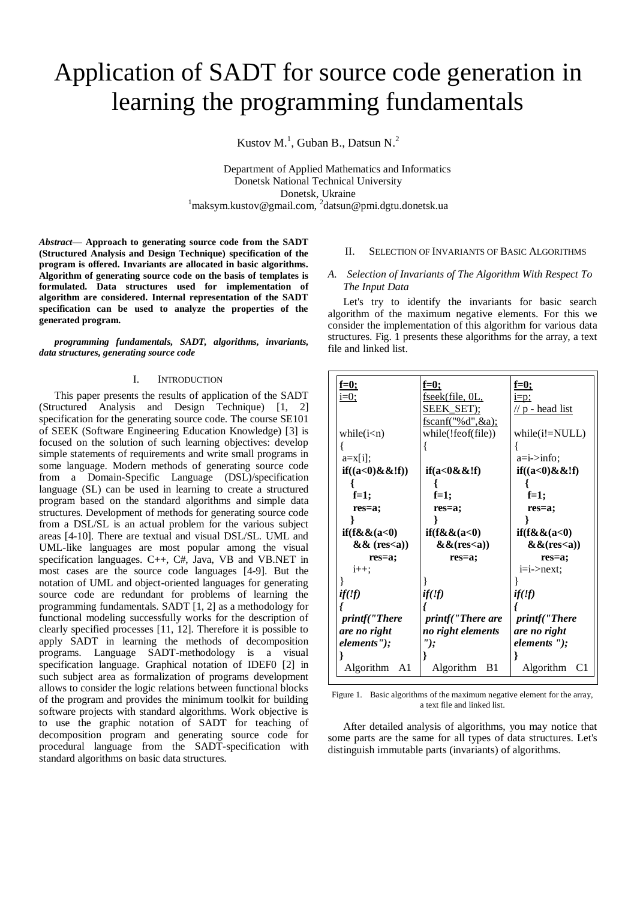# Application of SADT for source code generation in learning the programming fundamentals

Kustov M.[1], Guban B., Datsun N.[2]

Department of Applied Mathematics and Informatics
Donetsk National Technical University
Donetsk, Ukraine
[1]maksym.kustov@gmail.com, [2]datsun@pmi.dgtu.donetsk.ua

***Abstract*— Approach to generating source code from the SADT (Structured Analysis and Design Technique) specification of the program is offered. Invariants are allocated in basic algorithms. Algorithm of generating source code on the basis of templates is formulated. Data structures used for implementation of algorithm are considered. Internal representation of the SADT specification can be used to analyze the properties of the generated program.**

***programming fundamentals, SADT, algorithms, invariants, data structures, generating source code***

## I. Introduction

This paper presents the results of application of the SADT (Structured Analysis and Design Technique) [1, 2] specification for the generating source code. The course SE101 of SEEK (Software Engineering Education Knowledge) [3] is focused on the solution of such learning objectives: develop simple statements of requirements and write small programs in some language. Modern methods of generating source code from a Domain-Specific Language (DSL)/specification language (SL) can be used in learning to create a structured program based on the standard algorithms and simple data structures. Development of methods for generating source code from a DSL/SL is an actual problem for the various subject areas [4-10]. There are textual and visual DSL/SL. UML and UML-like languages are most popular among the visual specification languages. C++, C#, Java, VB and VB.NET in most cases are the source code languages [4-9]. But the notation of UML and object-oriented languages for generating source code are redundant for problems of learning the programming fundamentals. SADT [1, 2] as a methodology for functional modeling successfully works for the description of clearly specified processes [11, 12]. Therefore it is possible to apply SADT in learning the methods of decomposition programs. Language SADT-methodology is a visual specification language. Graphical notation of IDEF0 [2] in such subject area as formalization of programs development allows to consider the logic relations between functional blocks of the program and provides the minimum toolkit for building software projects with standard algorithms. Work objective is to use the graphic notation of SADT for teaching of decomposition program and generating source code for procedural language from the SADT-specification with standard algorithms on basic data structures.

## II. Selection of Invariants of Basic Algorithms

### A. Selection of Invariants of The Algorithm With Respect To The Input Data

Let's try to identify the invariants for basic search algorithm of the maximum negative elements. For this we consider the implementation of this algorithm for various data structures. Fig. 1 presents these algorithms for the array, a text file and linked list.

| Algorithm A1 | Algorithm B1 | Algorithm C1 |
|---|---|---|
| <u>f=0;</u><br><u>i=0;</u><br><br>while(i<n)<br>{<br>a=x[i];<br>**if((a<0)&&!f))**<br>**{**<br>**f=1;**<br>**res=a;**<br>**}**<br>**if(f&&(a<0)**<br>**&& (res<a))**<br>**res=a;**<br>i++;<br>}<br>***if(!f)***<br>***{***<br>***printf("There are no right elements");***<br>***}*** | <u>f=0;</u><br><u>fseek(file, 0L, SEEK_SET);</u><br><u>fscanf("%d",&a);</u><br>while(!feof(file))<br>{<br>**if(a<0&&!f)**<br>**{**<br>**f=1;**<br>**res=a;**<br>**}**<br>**if(f&&(a<0)**<br>**&&(res<a))**<br>**res=a;**<br><br>}<br>***if(!f)***<br>***{***<br>***printf("There are no right elements ");***<br>***}*** | <u>f=0;</u><br><u>i=p;</u><br><u>// p - head list</u><br>while(i!=NULL)<br>{<br>a=i->info;<br>**if((a<0)&&!f)**<br>**{**<br>**f=1;**<br>**res=a;**<br>**}**<br>**if(f&&(a<0)**<br>**&&(res<a))**<br>**res=a;**<br>i=i->next;<br>}<br>***if(!f)***<br>***{***<br>***printf("There are no right elements ");***<br>***}*** |

Figure 1. Basic algorithms of the maximum negative element for the array, a text file and linked list.

After detailed analysis of algorithms, you may notice that some parts are the same for all types of data structures. Let's distinguish immutable parts (invariants) of algorithms.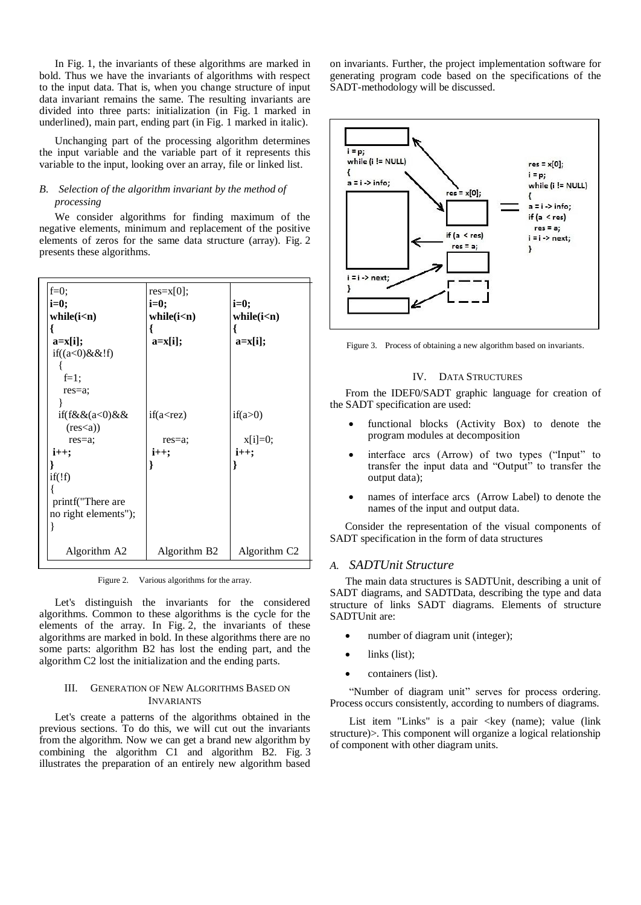In Fig. 1, the invariants of these algorithms are marked in bold. Thus we have the invariants of algorithms with respect to the input data. That is, when you change structure of input data invariant remains the same. The resulting invariants are divided into three parts: initialization (in Fig. 1 marked in underlined), main part, ending part (in Fig. 1 marked in italic).

Unchanging part of the processing algorithm determines the input variable and the variable part of it represents this variable to the input, looking over an array, file or linked list.

### *B. Selection of the algorithm invariant by the method of processing*

We consider algorithms for finding maximum of the negative elements, minimum and replacement of the positive elements of zeros for the same data structure (array). Fig. 2 presents these algorithms.

| | | |
|---|---|---|
| f=0;<br>**i=0;**<br>**while(i<n)**<br>**{**<br>**a=x[i];**<br>if((a<0)&&!f)<br>{<br>f=1;<br>res=a;<br>}<br>if(f&&(a<0)&&(res<a))<br>res=a;<br>**i++;**<br>**}**<br>if(!f)<br>{<br>printf("There are no right elements");<br>} | res=x[0];<br>**i=0;**<br>**while(i<n)**<br>**{**<br>**a=x[i];**<br><br><br><br><br><br>if(a<rez)<br>res=a;<br>**i++;**<br>**}** | **i=0;**<br>**while(i<n)**<br>**{**<br>**a=x[i];**<br><br><br><br><br><br>if(a>0)<br>x[i]=0;<br>**i++;**<br>**}** |
| Algorithm A2 | Algorithm B2 | Algorithm C2 |

Figure 2. Various algorithms for the array.

Let's distinguish the invariants for the considered algorithms. Common to these algorithms is the cycle for the elements of the array. In Fig. 2, the invariants of these algorithms are marked in bold. In these algorithms there are no some parts: algorithm B2 has lost the ending part, and the algorithm C2 lost the initialization and the ending parts.

## III. Generation of New Algorithms Based on Invariants

Let's create a patterns of the algorithms obtained in the previous sections. To do this, we will cut out the invariants from the algorithm. Now we can get a brand new algorithm by combining the algorithm C1 and algorithm B2. Fig. 3 illustrates the preparation of an entirely new algorithm based on invariants. Further, the project implementation software for generating program code based on the specifications of the SADT-methodology will be discussed.

```
i = p;
while (i != NULL)
{
a = i -> info;

i = i -> next;
}
```

```
res = x[0];
```

```
if (a < res)
  res = a;
```

```
res = x[0];
i = p;
while (i != NULL)
{
a = i -> info;
if (a < res)
  res = a;
i = i -> next;
}
```

Figure 3. Process of obtaining a new algorithm based on invariants.

## IV. Data Structures

From the IDEF0/SADT graphic language for creation of the SADT specification are used:

- functional blocks (Activity Box) to denote the program modules at decomposition
- interface arcs (Arrow) of two types ("Input" to transfer the input data and "Output" to transfer the output data);
- names of interface arcs (Arrow Label) to denote the names of the input and output data.

Consider the representation of the visual components of SADT specification in the form of data structures

### *A. SADTUnit Structure*

The main data structures is SADTUnit, describing a unit of SADT diagrams, and SADTData, describing the type and data structure of links SADT diagrams. Elements of structure SADTUnit are:

- number of diagram unit (integer);
- links (list);
- containers (list).

"Number of diagram unit" serves for process ordering. Process occurs consistently, according to numbers of diagrams.

List item "Links" is a pair <key (name); value (link structure)>. This component will organize a logical relationship of component with other diagram units.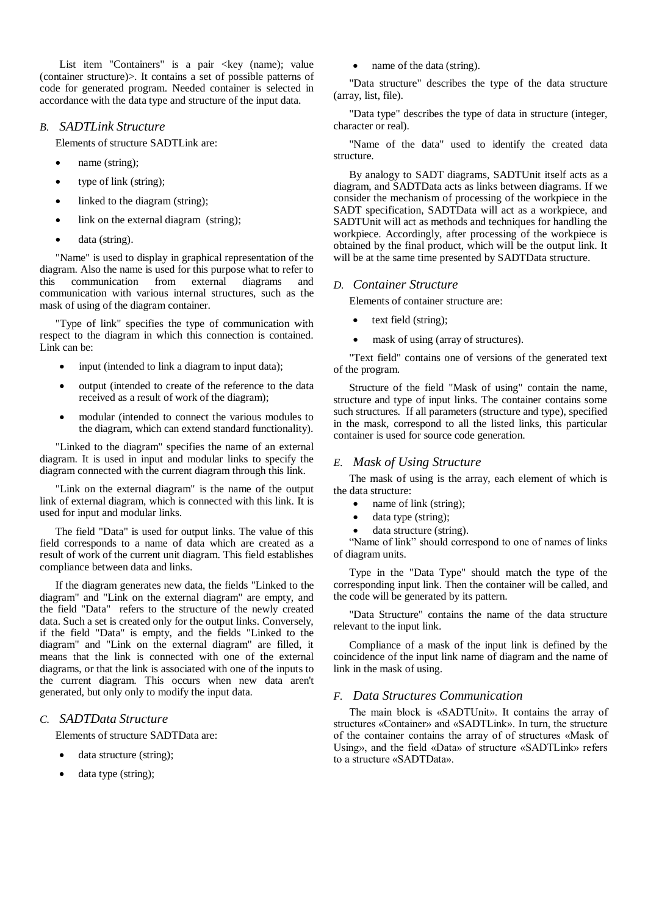List item "Containers" is a pair <key (name); value (container structure)>. It contains a set of possible patterns of code for generated program. Needed container is selected in accordance with the data type and structure of the input data.

## *B. SADTLink Structure*

Elements of structure SADTLink are:

- name (string);
- type of link (string);
- linked to the diagram (string);
- link on the external diagram (string);
- data (string).

"Name" is used to display in graphical representation of the diagram. Also the name is used for this purpose what to refer to this communication from external diagrams and communication with various internal structures, such as the mask of using of the diagram container.

"Type of link" specifies the type of communication with respect to the diagram in which this connection is contained. Link can be:

- input (intended to link a diagram to input data);
- output (intended to create of the reference to the data received as a result of work of the diagram);
- modular (intended to connect the various modules to the diagram, which can extend standard functionality).

"Linked to the diagram" specifies the name of an external diagram. It is used in input and modular links to specify the diagram connected with the current diagram through this link.

"Link on the external diagram" is the name of the output link of external diagram, which is connected with this link. It is used for input and modular links.

The field "Data" is used for output links. The value of this field corresponds to a name of data which are created as a result of work of the current unit diagram. This field establishes compliance between data and links.

If the diagram generates new data, the fields "Linked to the diagram" and "Link on the external diagram" are empty, and the field "Data" refers to the structure of the newly created data. Such a set is created only for the output links. Conversely, if the field "Data" is empty, and the fields "Linked to the diagram" and "Link on the external diagram" are filled, it means that the link is connected with one of the external diagrams, or that the link is associated with one of the inputs to the current diagram. This occurs when new data aren't generated, but only only to modify the input data.

## *C. SADTData Structure*

Elements of structure SADTData are:

- data structure (string);
- data type (string);
- name of the data (string).

"Data structure" describes the type of the data structure (array, list, file).

"Data type" describes the type of data in structure (integer, character or real).

"Name of the data" used to identify the created data structure.

By analogy to SADT diagrams, SADTUnit itself acts as a diagram, and SADTData acts as links between diagrams. If we consider the mechanism of processing of the workpiece in the SADT specification, SADTData will act as a workpiece, and SADTUnit will act as methods and techniques for handling the workpiece. Accordingly, after processing of the workpiece is obtained by the final product, which will be the output link. It will be at the same time presented by SADTData structure.

## *D. Container Structure*

Elements of container structure are:

- text field (string);
- mask of using (array of structures).

"Text field" contains one of versions of the generated text of the program.

Structure of the field "Mask of using" contain the name, structure and type of input links. The container contains some such structures. If all parameters (structure and type), specified in the mask, correspond to all the listed links, this particular container is used for source code generation.

## *E. Mask of Using Structure*

The mask of using is the array, each element of which is the data structure:

- name of link (string);
- data type (string);
- data structure (string).

"Name of link" should correspond to one of names of links of diagram units.

Type in the "Data Type" should match the type of the corresponding input link. Then the container will be called, and the code will be generated by its pattern.

"Data Structure" contains the name of the data structure relevant to the input link.

Compliance of a mask of the input link is defined by the coincidence of the input link name of diagram and the name of link in the mask of using.

## *F. Data Structures Communication*

The main block is «SADTUnit». It contains the array of structures «Container» and «SADTLink». In turn, the structure of the container contains the array of of structures «Mask of Using», and the field «Data» of structure «SADTLink» refers to a structure «SADTData».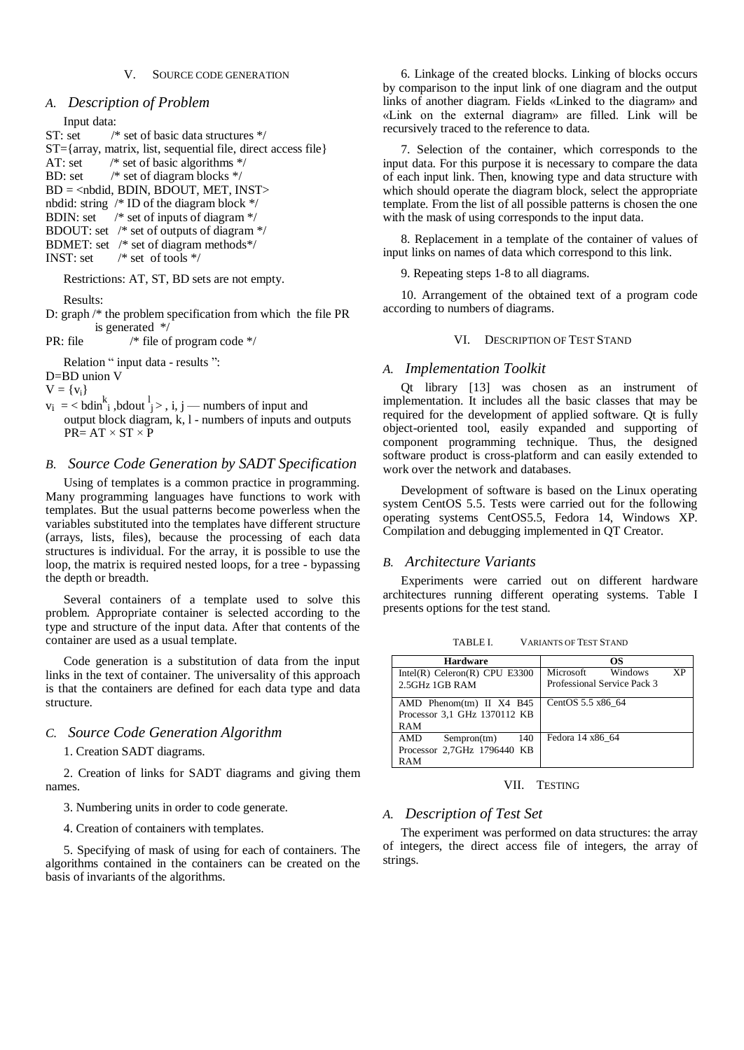## V. Source Code Generation

### A. Description of Problem

Input data:

ST: set /* set of basic data structures */
ST={array, matrix, list, sequential file, direct access file}
AT: set /* set of basic algorithms */
BD: set /* set of diagram blocks */
BD = <nbdid, BDIN, BDOUT, MET, INST>
nbdid: string /* ID of the diagram block */
BDIN: set /* set of inputs of diagram */
BDOUT: set /* set of outputs of diagram */
BDMET: set /* set of diagram methods*/
INST: set /* set of tools */

Restrictions: AT, ST, BD sets are not empty.

Results:

D: graph /* the problem specification from which the file PR is generated */
PR: file /* file of program code */

Relation " input data - results ":

D=BD union V
$V = \{v_i\}$
$v_i = < bdin^k_i , bdout^l_j >$, i, j — numbers of input and output block diagram, k, l - numbers of inputs and outputs
$PR = AT \times ST \times P$

### B. Source Code Generation by SADT Specification

Using of templates is a common practice in programming. Many programming languages have functions to work with templates. But the usual patterns become powerless when the variables substituted into the templates have different structure (arrays, lists, files), because the processing of each data structures is individual. For the array, it is possible to use the loop, the matrix is required nested loops, for a tree - bypassing the depth or breadth.

Several containers of a template used to solve this problem. Appropriate container is selected according to the type and structure of the input data. After that contents of the container are used as a usual template.

Code generation is a substitution of data from the input links in the text of container. The universality of this approach is that the containers are defined for each data type and data structure.

### C. Source Code Generation Algorithm

1. Creation SADT diagrams.

2. Creation of links for SADT diagrams and giving them names.

3. Numbering units in order to code generate.

4. Creation of containers with templates.

5. Specifying of mask of using for each of containers. The algorithms contained in the containers can be created on the basis of invariants of the algorithms.

6. Linkage of the created blocks. Linking of blocks occurs by comparison to the input link of one diagram and the output links of another diagram. Fields «Linked to the diagram» and «Link on the external diagram» are filled. Link will be recursively traced to the reference to data.

7. Selection of the container, which corresponds to the input data. For this purpose it is necessary to compare the data of each input link. Then, knowing type and data structure with which should operate the diagram block, select the appropriate template. From the list of all possible patterns is chosen the one with the mask of using corresponds to the input data.

8. Replacement in a template of the container of values of input links on names of data which correspond to this link.

9. Repeating steps 1-8 to all diagrams.

10. Arrangement of the obtained text of a program code according to numbers of diagrams.

## VI. Description of Test Stand

### A. Implementation Toolkit

Qt library [13] was chosen as an instrument of implementation. It includes all the basic classes that may be required for the development of applied software. Qt is fully object-oriented tool, easily expanded and supporting of component programming technique. Thus, the designed software product is cross-platform and can easily extended to work over the network and databases.

Development of software is based on the Linux operating system CentOS 5.5. Tests were carried out for the following operating systems CentOS5.5, Fedora 14, Windows XP. Compilation and debugging implemented in QT Creator.

### B. Architecture Variants

Experiments were carried out on different hardware architectures running different operating systems. Table I presents options for the test stand.

TABLE I. Variants of Test Stand

| Hardware | OS |
|---|---|
| Intel(R) Celeron(R) CPU E3300 2.5GHz 1GB RAM | Microsoft Windows XP Professional Service Pack 3 |
| AMD Phenom(tm) II X4 B45 Processor 3,1 GHz 1370112 KB RAM | CentOS 5.5 x86_64 |
| AMD Sempron(tm) 140 Processor 2,7GHz 1796440 KB RAM | Fedora 14 x86_64 |

## VII. Testing

### A. Description of Test Set

The experiment was performed on data structures: the array of integers, the direct access file of integers, the array of strings.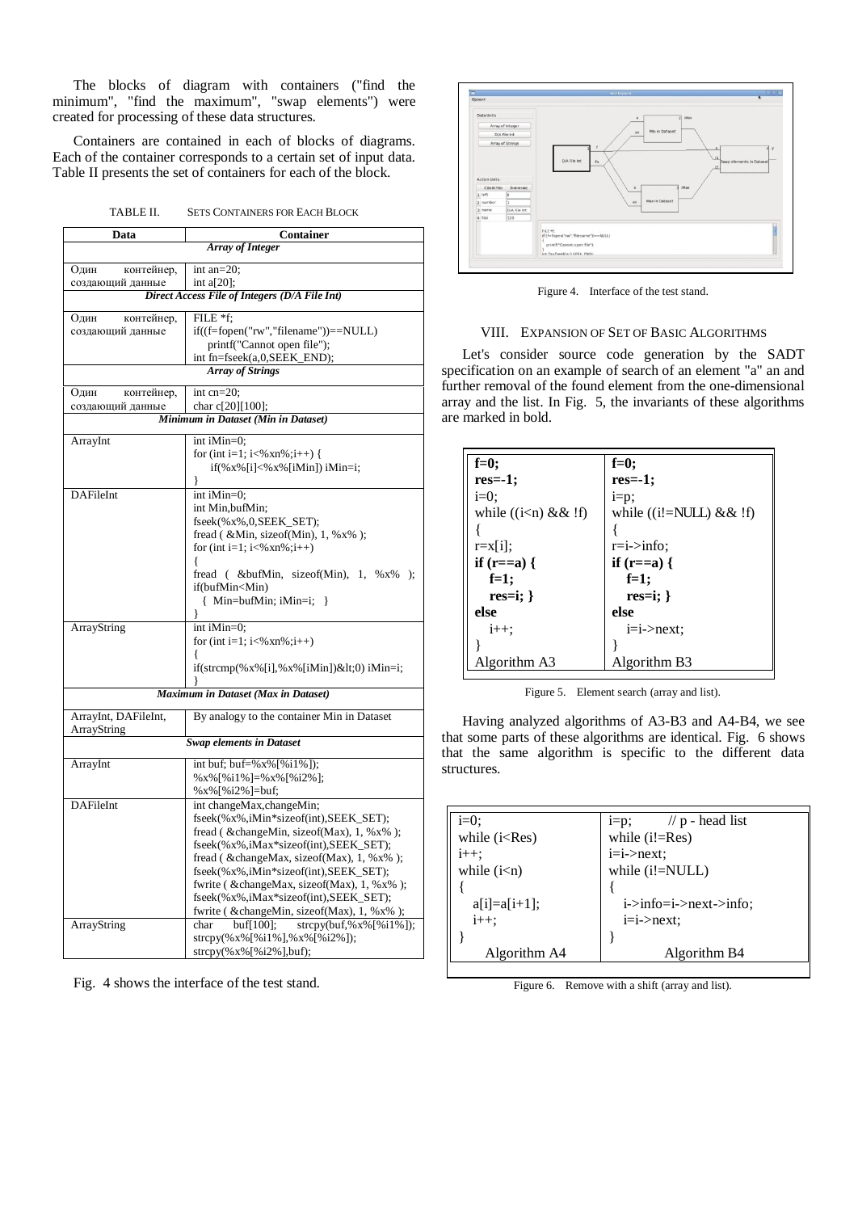The blocks of diagram with containers ("find the minimum", "find the maximum", "swap elements") were created for processing of these data structures.

Containers are contained in each of blocks of diagrams. Each of the container corresponds to a certain set of input data. Table II presents the set of containers for each of the block.

TABLE II. SETS CONTAINERS FOR EACH BLOCK

| Data | Container |
|---|---|
| ***Array of Integer*** | |
| Один контейнер, создающий данные | int an=20; int a[20]; |
| ***Direct Access File of Integers (D/A File Int)*** | |
| Один контейнер, создающий данные | FILE *f; if((f=fopen("rw","filename"))==NULL) printf("Cannot open file"); int fn=fseek(a,0,SEEK_END); |
| ***Array of Strings*** | |
| Один контейнер, создающий данные | int cn=20; char c[20][100]; |
| ***Minimum in Dataset (Min in Dataset)*** | |
| ArrayInt | int iMin=0; for (int i=1; i<%xn%;i++) { if(%x%[i]<%x%[iMin]) iMin=i; } |
| DAFileInt | int iMin=0; int Min,bufMin; fseek(%x%,0,SEEK_SET); fread ( &Min, sizeof(Min), 1, %x% ); for (int i=1; i<%xn%;i++) { fread ( &bufMin, sizeof(Min), 1, %x% ); if(bufMin<Min) { Min=bufMin; iMin=i; } } |
| ArrayString | int iMin=0; for (int i=1; i<%xn%;i++) { if(strcmp(%x%[i],%x%[iMin])&lt;0) iMin=i; } |
| ***Maximum in Dataset (Max in Dataset)*** | |
| ArrayInt, DAFileInt, ArrayString | By analogy to the container Min in Dataset |
| ***Swap elements in Dataset*** | |
| ArrayInt | int buf; buf=%x%[%i1%]); %x%[%i1%]=%x%[%i2%]; %x%[%i2%]=buf; |
| DAFileInt | int changeMax,changeMin; fseek(%x%,iMin*sizeof(int),SEEK_SET); fread ( &changeMin, sizeof(Max), 1, %x% ); fseek(%x%,iMax*sizeof(int),SEEK_SET); fread ( &changeMax, sizeof(Max), 1, %x% ); fseek(%x%,iMin*sizeof(int),SEEK_SET); fwrite ( &changeMax, sizeof(Max), 1, %x% ); fseek(%x%,iMax*sizeof(int),SEEK_SET); fwrite ( &changeMin, sizeof(Max), 1, %x% ); |
| ArrayString | char buf[100]; strcpy(buf,%x%[%i1%]); strcpy(%x%[%i1%],%x%[%i2%]); strcpy(%x%[%i2%],buf); |

Fig. 4 shows the interface of the test stand.

Figure 4. Interface of the test stand.

## VIII. EXPANSION OF SET OF BASIC ALGORITHMS

Let's consider source code generation by the SADT specification on an example of search of an element "a" an and further removal of the found element from the one-dimensional array and the list. In Fig. 5, the invariants of these algorithms are marked in bold.

| Algorithm A3 | Algorithm B3 |
|---|---|
| **f=0;** | **f=0;** |
| **res=-1;** | **res=-1;** |
| i=0; | i=p; |
| while ((i<n) && !f) | while ((i!=NULL) && !f) |
| { | { |
| r=x[i]; | r=i->info; |
| **if (r==a) {** | **if (r==a) {** |
| **f=1;** | **f=1;** |
| **res=i; }** | **res=i; }** |
| **else** | **else** |
| i++; | i=i->next; |
| } | } |

Figure 5. Element search (array and list).

Having analyzed algorithms of A3-B3 and A4-B4, we see that some parts of these algorithms are identical. Fig. 6 shows that the same algorithm is specific to the different data structures.

| Algorithm A4 | Algorithm B4 |
|---|---|
| i=0; | i=p; // p - head list |
| while (i<Res) | while (i!=Res) |
| i++; | i=i->next; |
| while (i<n) | while (i!=NULL) |
| { | { |
| a[i]=a[i+1]; | i->info=i->next->info; |
| i++; | i=i->next; |
| } | } |

Figure 6. Remove with a shift (array and list).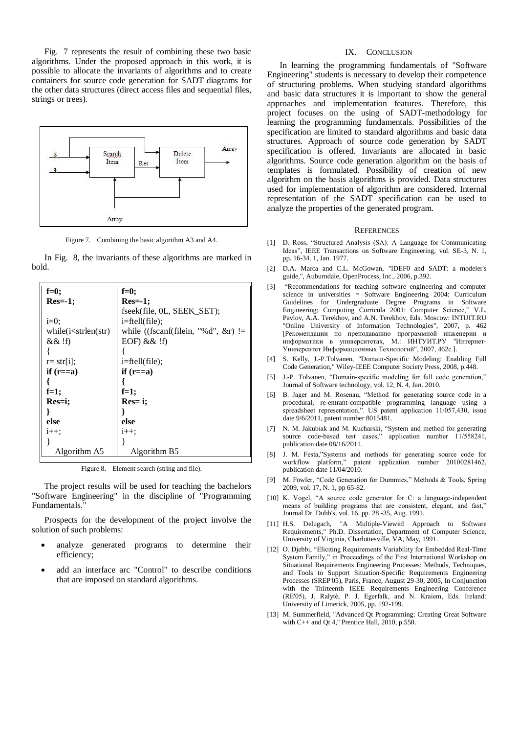Fig. 7 represents the result of combining these two basic algorithms. Under the proposed approach in this work, it is possible to allocate the invariants of algorithms and to create containers for source code generation for SADT diagrams for the other data structures (direct access files and sequential files, strings or trees).

x
a
Search Item
Res
Delete Item
Array
Array

Figure 7. Combining the basic algorithm A3 and A4.

In Fig. 8, the invariants of these algorithms are marked in bold.

| | |
|---|---|
| **f=0;**<br>**Res=-1;**<br><br>i=0;<br>while(i<strlen(str) && !f)<br>{<br>r= str[i];<br>**if (r==a)**<br>**{**<br>**f=1;**<br>**Res=i;**<br>**}**<br>**else**<br>i++;<br>} | **f=0;**<br>**Res=-1;**<br>fseek(file, 0L, SEEK_SET);<br>i=ftell(file);<br>while ((fscanf(filein, "%d", &r) != EOF) && !f)<br>{<br>i=ftell(file);<br>**if (r==a)**<br>**{**<br>**f=1;**<br>**Res= i;**<br>**}**<br>**else**<br>i++;<br>} |
| Algorithm A5 | Algorithm B5 |

Figure 8. Element search (string and file).

The project results will be used for teaching the bachelors "Software Engineering" in the discipline of "Programming Fundamentals."

Prospects for the development of the project involve the solution of such problems:

- analyze generated programs to determine their efficiency;
- add an interface arc "Control" to describe conditions that are imposed on standard algorithms.

## IX. Conclusion

In learning the programming fundamentals of "Software Engineering" students is necessary to develop their competence of structuring problems. When studying standard algorithms and basic data structures it is important to show the general approaches and implementation features. Therefore, this project focuses on the using of SADT-methodology for learning the programming fundamentals. Possibilities of the specification are limited to standard algorithms and basic data structures. Approach of source code generation by SADT specification is offered. Invariants are allocated in basic algorithms. Source code generation algorithm on the basis of templates is formulated. Possibility of creation of new algorithm on the basis algorithms is provided. Data structures used for implementation of algorithm are considered. Internal representation of the SADT specification can be used to analyze the properties of the generated program.

## References

[1] D. Ross, "Structured Analysis (SA): A Language for Communicating Ideas", IEEE Transactions on Software Engineering, vol. SE-3, N. 1, pp. 16-34. 1, Jan. 1977.

[2] D.A. Marca and C.L. McGowan, "IDEF0 and SADT: a modeler's guide,", Auburndale, OpenProcess, Inc., 2006, p.392.

[3] "Recommendations for teaching software engineering and computer science in universities = Software Engineering 2004: Curriculum Guidelines for Undergraduate Degree Programs in Software Engineering; Computing Curricula 2001: Computer Science," V.L. Pavlov, A.A. Terekhov, and A.N. Terekhov, Eds. Moscow: INTUIT.RU "Online University of Information Technologies", 2007, p. 462 [Рекомендации по преподаванию программной инженерии и информатики в университетах, М.: ИНТУИТ.РУ "Интернет-Университет Информационных Технологий", 2007, 462с.].

[4] S. Kelly, J.-P.Tolvanen, "Domain-Specific Modeling: Enabling Full Code Generation," Wiley-IEEE Computer Society Press, 2008, p.448.

[5] J.-P. Tolvanen, "Domain-specific modeling for full code generation," Journal of Software technology, vol. 12, N. 4, Jan. 2010.

[6] B. Jager and M. Rosenau, "Method for generating source code in a procedural, re-entrant-compatible programming language using a spreadsheet representation,". US patent application 11/057,430, issue date 9/6/2011, patent number 8015481.

[7] N. M. Jakubiak and M. Kucharski, "System and method for generating source code-based test cases," application number 11/558241, publication date 08/16/2011.

[8] J. M. Festa,"Systems and methods for generating source code for workflow platform," patent application number 20100281462, publication date 11/04/2010.

[9] M. Fowler, "Code Generation for Dummies," Methods & Tools, Spring 2009, vol. 17, N. 1, pp 65-82.

[10] K. Vogel, "A source code generator for C: a language-independent means of building programs that are consistent, elegant, and fast," Journal Dr. Dobb's, vol. 16, pp. 28 -35, Aug. 1991.

[11] H.S. Delugach, "A Multiple-Viewed Approach to Software Requirements," Ph.D. Dissertation, Department of Computer Science, University of Virginia, Charlottesville, VA, May, 1991.

[12] O. Djebbi, "Eliciting Requirements Variability for Embedded Real-Time System Family," in Proceedings of the First International Workshop on Situational Requirements Engineering Processes: Methods, Techniques, and Tools to Support Situation-Specific Requirements Engineering Processes (SREP'05), Paris, France, August 29-30, 2005, In Conjunction with the Thirteenth IEEE Requirements Engineering Conference (RE'05), J. Ralyté, P. J. Egerfalk, and N. Kraiem, Eds. Ireland: University of Limerick, 2005, pp. 192-199.

[13] M. Summerfield, "Advanced Qt Programming: Creating Great Software with C++ and Qt 4," Prentice Hall, 2010, p.550.